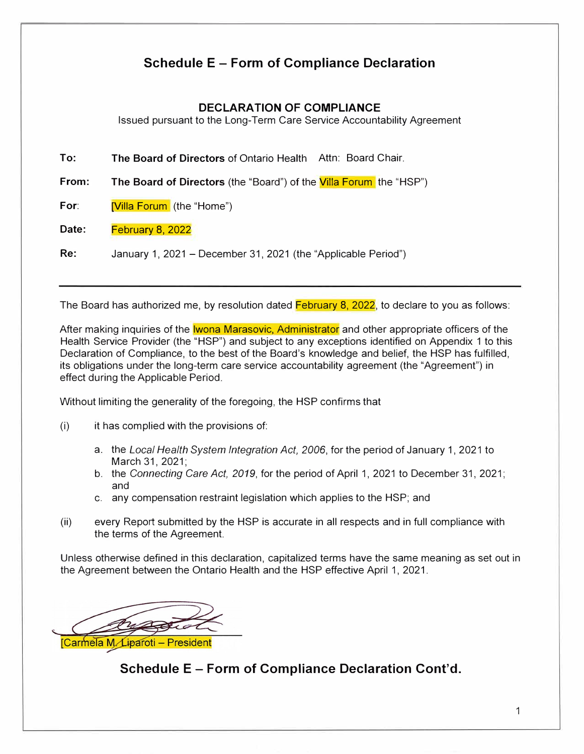# Schedule E – Form of Compliance Declaration

## DECLARATION OF COMPLIANCE

Issued pursuant to the Long-Term Care Service Accountability Agreement

**To:** **The Board of Directors** of Ontario Health Attn: Board Chair.

**From:** **The Board of Directors** (the "Board") of the Villa Forum the "HSP")

**For:** [Villa Forum (the "Home")

**Date:** February 8, 2022

**Re:** January 1, 2021 – December 31, 2021 (the "Applicable Period")

---

The Board has authorized me, by resolution dated February 8, 2022, to declare to you as follows:

After making inquiries of the Iwona Marasovic, Administrator and other appropriate officers of the Health Service Provider (the "HSP") and subject to any exceptions identified on Appendix 1 to this Declaration of Compliance, to the best of the Board's knowledge and belief, the HSP has fulfilled, its obligations under the long-term care service accountability agreement (the "Agreement") in effect during the Applicable Period.

Without limiting the generality of the foregoing, the HSP confirms that

(i) it has complied with the provisions of:

a. the *Local Health System Integration Act, 2006*, for the period of January 1, 2021 to March 31, 2021;
b. the *Connecting Care Act, 2019*, for the period of April 1, 2021 to December 31, 2021; and
c. any compensation restraint legislation which applies to the HSP; and

(ii) every Report submitted by the HSP is accurate in all respects and in full compliance with the terms of the Agreement.

Unless otherwise defined in this declaration, capitalized terms have the same meaning as set out in the Agreement between the Ontario Health and the HSP effective April 1, 2021.

[Carmela M. Liparoti – President

## Schedule E – Form of Compliance Declaration Cont'd.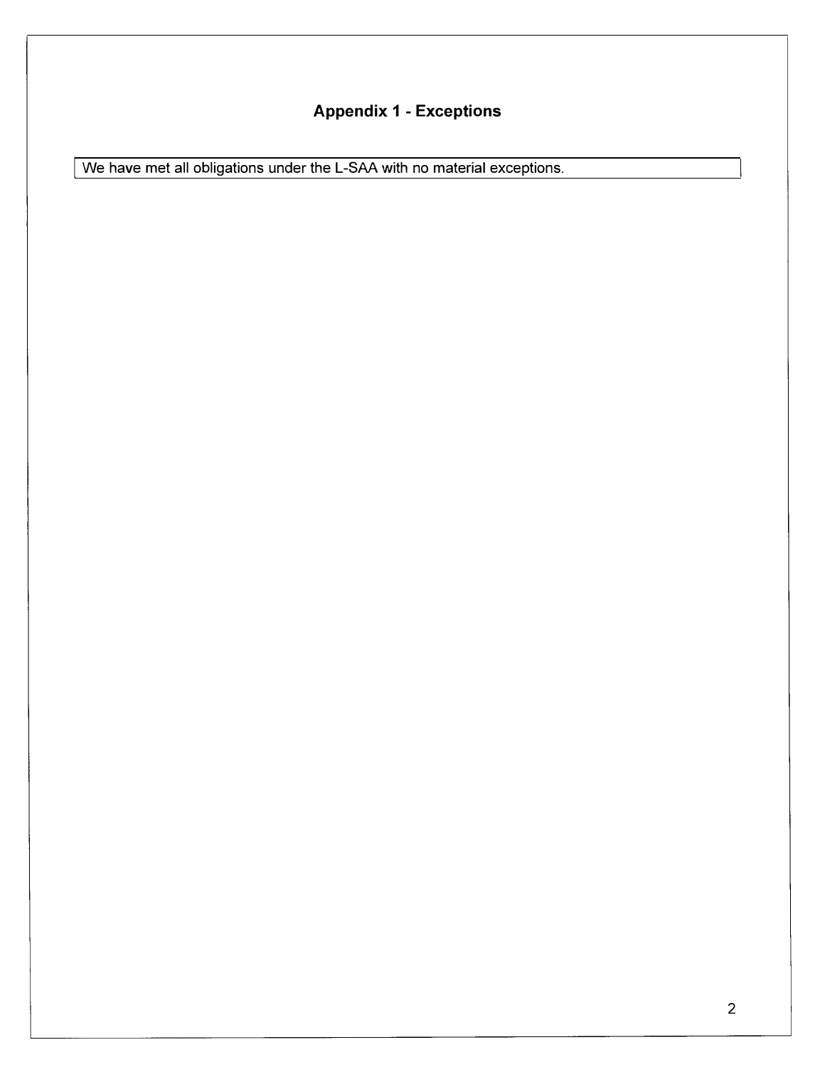## Appendix 1 - Exceptions

We have met all obligations under the L-SAA with no material exceptions.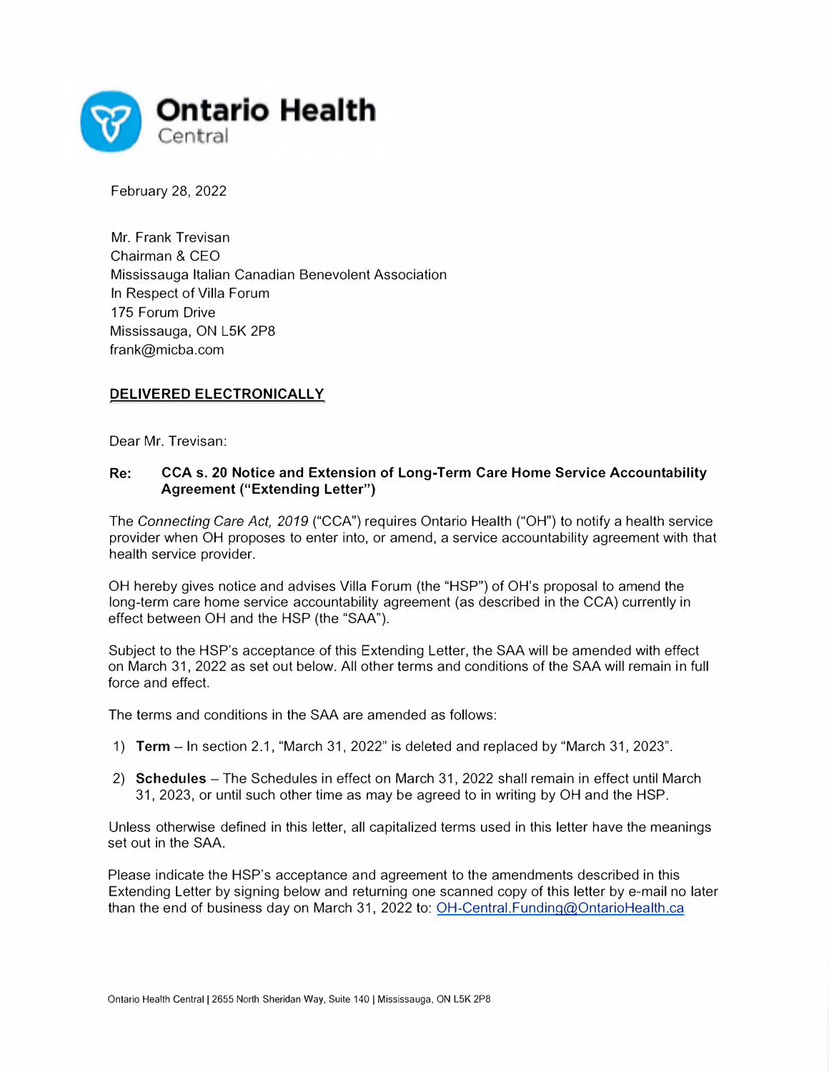**Ontario Health**
Central

February 28, 2022

Mr. Frank Trevisan
Chairman & CEO
Mississauga Italian Canadian Benevolent Association
In Respect of Villa Forum
175 Forum Drive
Mississauga, ON L5K 2P8
frank@micba.com

**DELIVERED ELECTRONICALLY**

Dear Mr. Trevisan:

**Re: CCA s. 20 Notice and Extension of Long-Term Care Home Service Accountability Agreement ("Extending Letter")**

The *Connecting Care Act, 2019* ("CCA") requires Ontario Health ("OH") to notify a health service provider when OH proposes to enter into, or amend, a service accountability agreement with that health service provider.

OH hereby gives notice and advises Villa Forum (the "HSP") of OH's proposal to amend the long-term care home service accountability agreement (as described in the CCA) currently in effect between OH and the HSP (the "SAA").

Subject to the HSP's acceptance of this Extending Letter, the SAA will be amended with effect on March 31, 2022 as set out below. All other terms and conditions of the SAA will remain in full force and effect.

The terms and conditions in the SAA are amended as follows:

1) **Term** – In section 2.1, "March 31, 2022" is deleted and replaced by "March 31, 2023".

2) **Schedules** – The Schedules in effect on March 31, 2022 shall remain in effect until March 31, 2023, or until such other time as may be agreed to in writing by OH and the HSP.

Unless otherwise defined in this letter, all capitalized terms used in this letter have the meanings set out in the SAA.

Please indicate the HSP's acceptance and agreement to the amendments described in this Extending Letter by signing below and returning one scanned copy of this letter by e-mail no later than the end of business day on March 31, 2022 to: OH-Central.Funding@OntarioHealth.ca

Ontario Health Central | 2655 North Sheridan Way, Suite 140 | Mississauga, ON L5K 2P8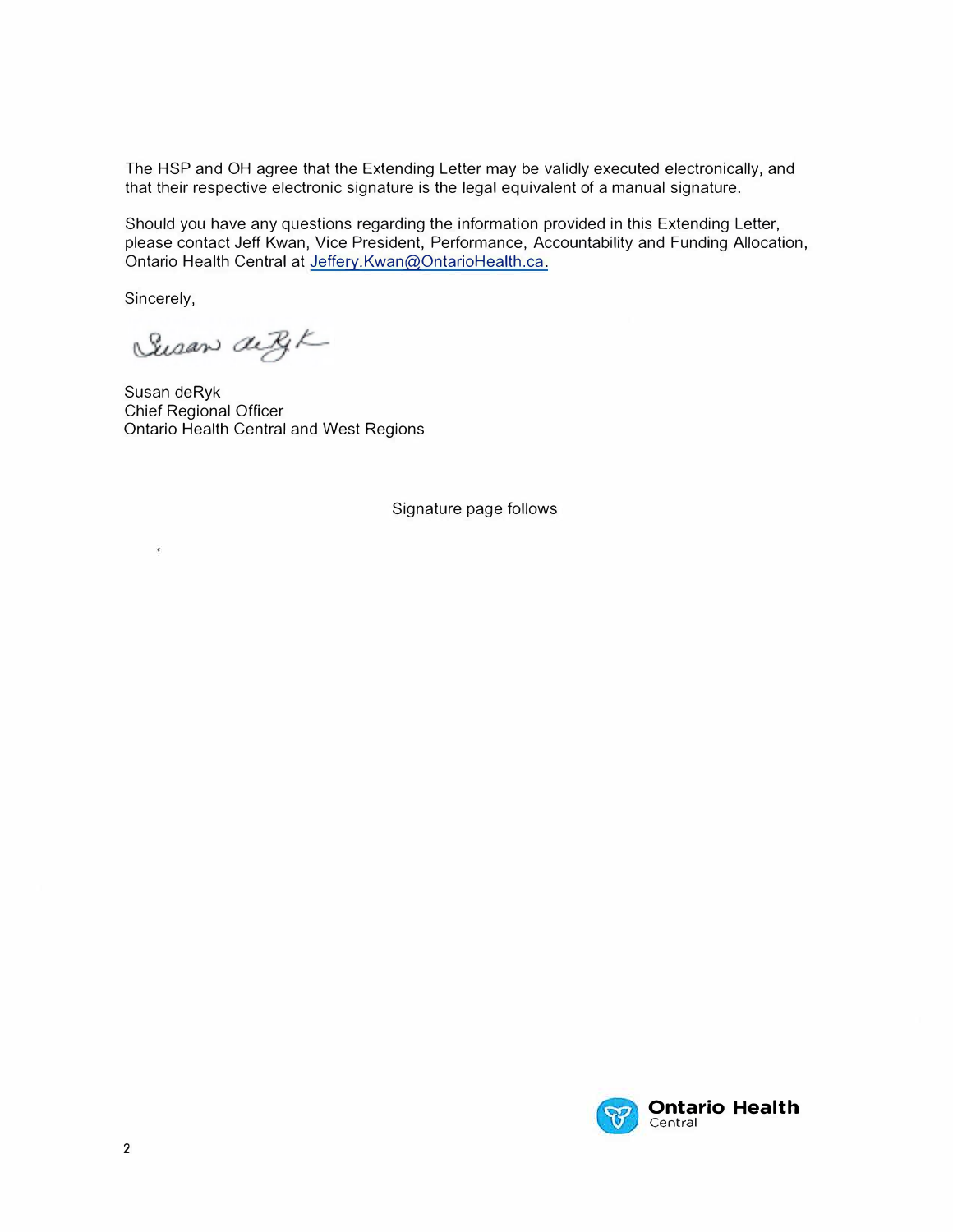The HSP and OH agree that the Extending Letter may be validly executed electronically, and that their respective electronic signature is the legal equivalent of a manual signature.

Should you have any questions regarding the information provided in this Extending Letter, please contact Jeff Kwan, Vice President, Performance, Accountability and Funding Allocation, Ontario Health Central at [Jeffery.Kwan@OntarioHealth.ca.](mailto:Jeffery.Kwan@OntarioHealth.ca)

Sincerely,

Susan deRyk
Chief Regional Officer
Ontario Health Central and West Regions

Signature page follows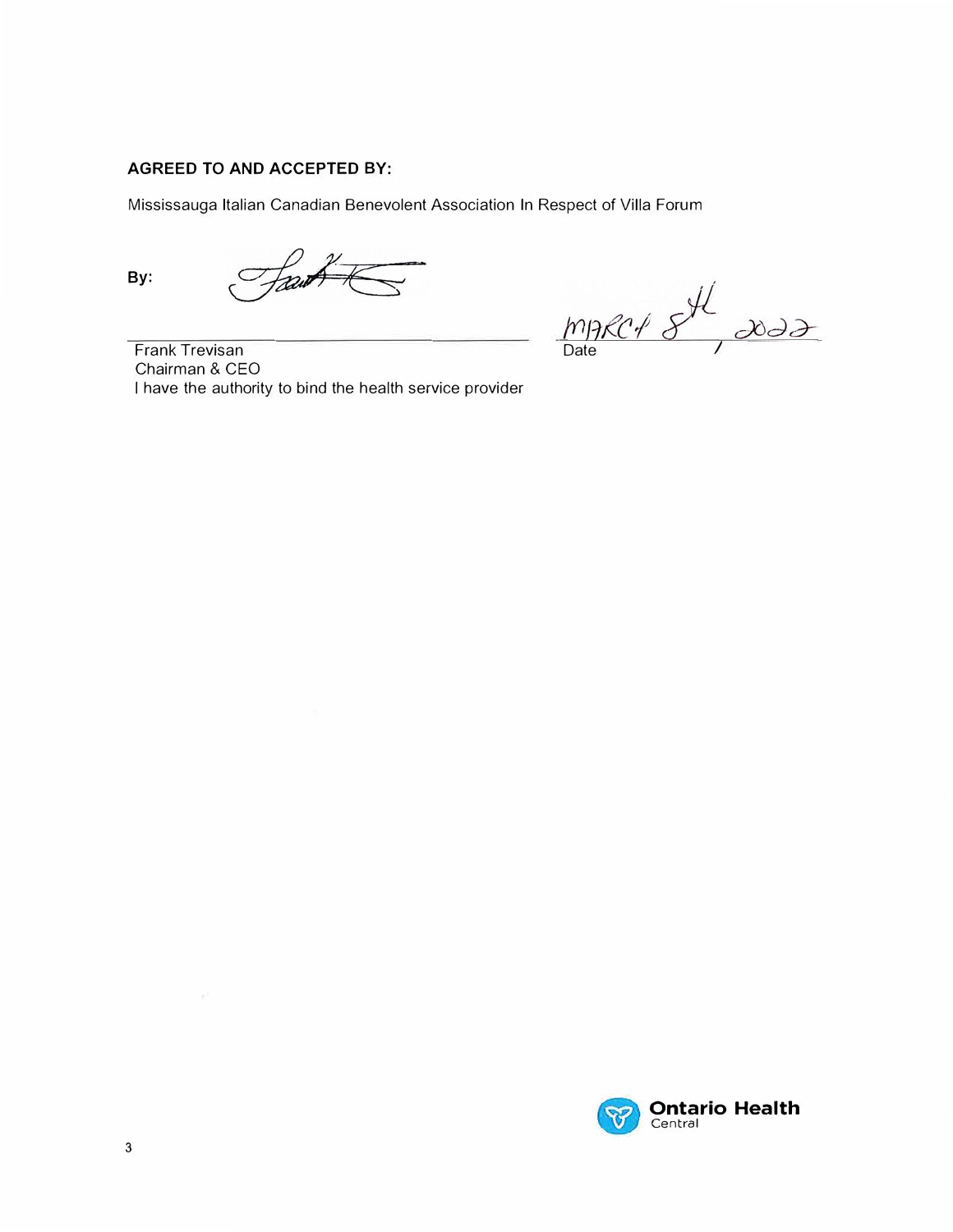**AGREED TO AND ACCEPTED BY:**

Mississauga Italian Canadian Benevolent Association In Respect of Villa Forum

By:

Frank Trevisan
Chairman & CEO
I have the authority to bind the health service provider

March 8th, 2022
Date

Ontario Health
Central